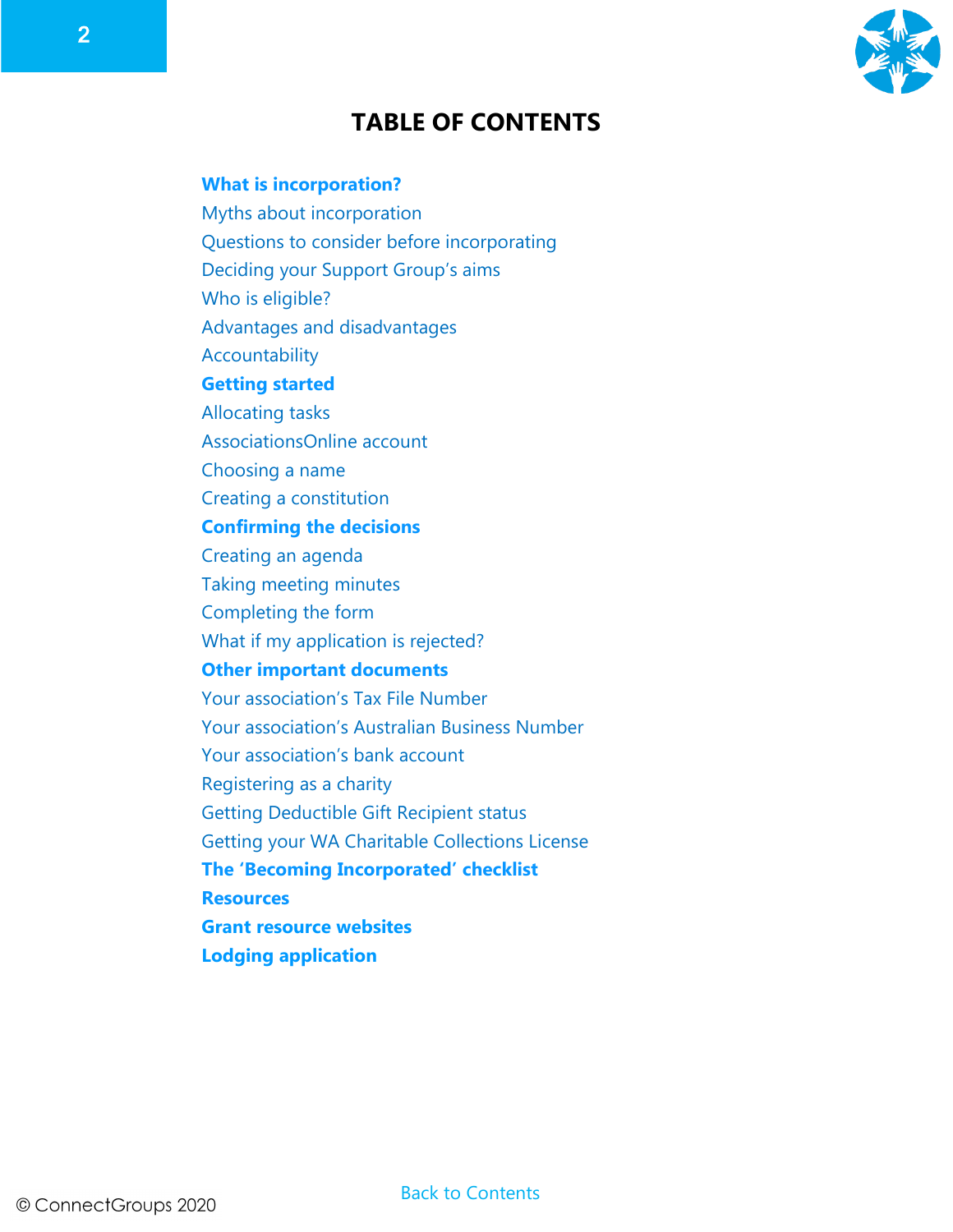# TABLE OF CONTENTS

**What is incorporation?**
- Myths about incorporation
- Questions to consider before incorporating
- Deciding your Support Group's aims
- Who is eligible?
- Advantages and disadvantages
- Accountability

**Getting started**
- Allocating tasks
- AssociationsOnline account
- Choosing a name
- Creating a constitution

**Confirming the decisions**
- Creating an agenda
- Taking meeting minutes
- Completing the form
- What if my application is rejected?

**Other important documents**
- Your association's Tax File Number
- Your association's Australian Business Number
- Your association's bank account
- Registering as a charity
- Getting Deductible Gift Recipient status
- Getting your WA Charitable Collections License

**The 'Becoming Incorporated' checklist**

**Resources**

**Grant resource websites**

**Lodging application**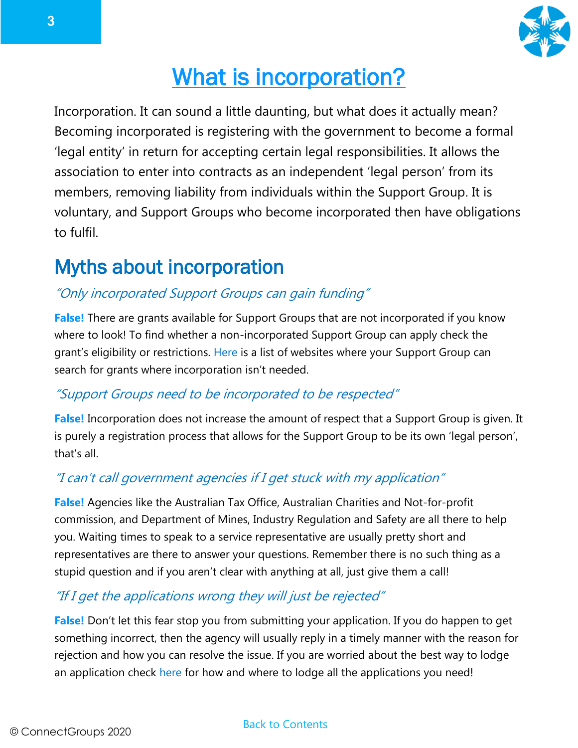# What is incorporation?

Incorporation. It can sound a little daunting, but what does it actually mean? Becoming incorporated is registering with the government to become a formal 'legal entity' in return for accepting certain legal responsibilities. It allows the association to enter into contracts as an independent 'legal person' from its members, removing liability from individuals within the Support Group. It is voluntary, and Support Groups who become incorporated then have obligations to fulfil.

## Myths about incorporation

### *"Only incorporated Support Groups can gain funding"*

**False!** There are grants available for Support Groups that are not incorporated if you know where to look! To find whether a non-incorporated Support Group can apply check the grant's eligibility or restrictions. Here is a list of websites where your Support Group can search for grants where incorporation isn't needed.

### *"Support Groups need to be incorporated to be respected"*

**False!** Incorporation does not increase the amount of respect that a Support Group is given. It is purely a registration process that allows for the Support Group to be its own 'legal person', that's all.

### *"I can't call government agencies if I get stuck with my application"*

**False!** Agencies like the Australian Tax Office, Australian Charities and Not-for-profit commission, and Department of Mines, Industry Regulation and Safety are all there to help you. Waiting times to speak to a service representative are usually pretty short and representatives are there to answer your questions. Remember there is no such thing as a stupid question and if you aren't clear with anything at all, just give them a call!

### *"If I get the applications wrong they will just be rejected"*

**False!** Don't let this fear stop you from submitting your application. If you do happen to get something incorrect, then the agency will usually reply in a timely manner with the reason for rejection and how you can resolve the issue. If you are worried about the best way to lodge an application check here for how and where to lodge all the applications you need!

Back to Contents

© ConnectGroups 2020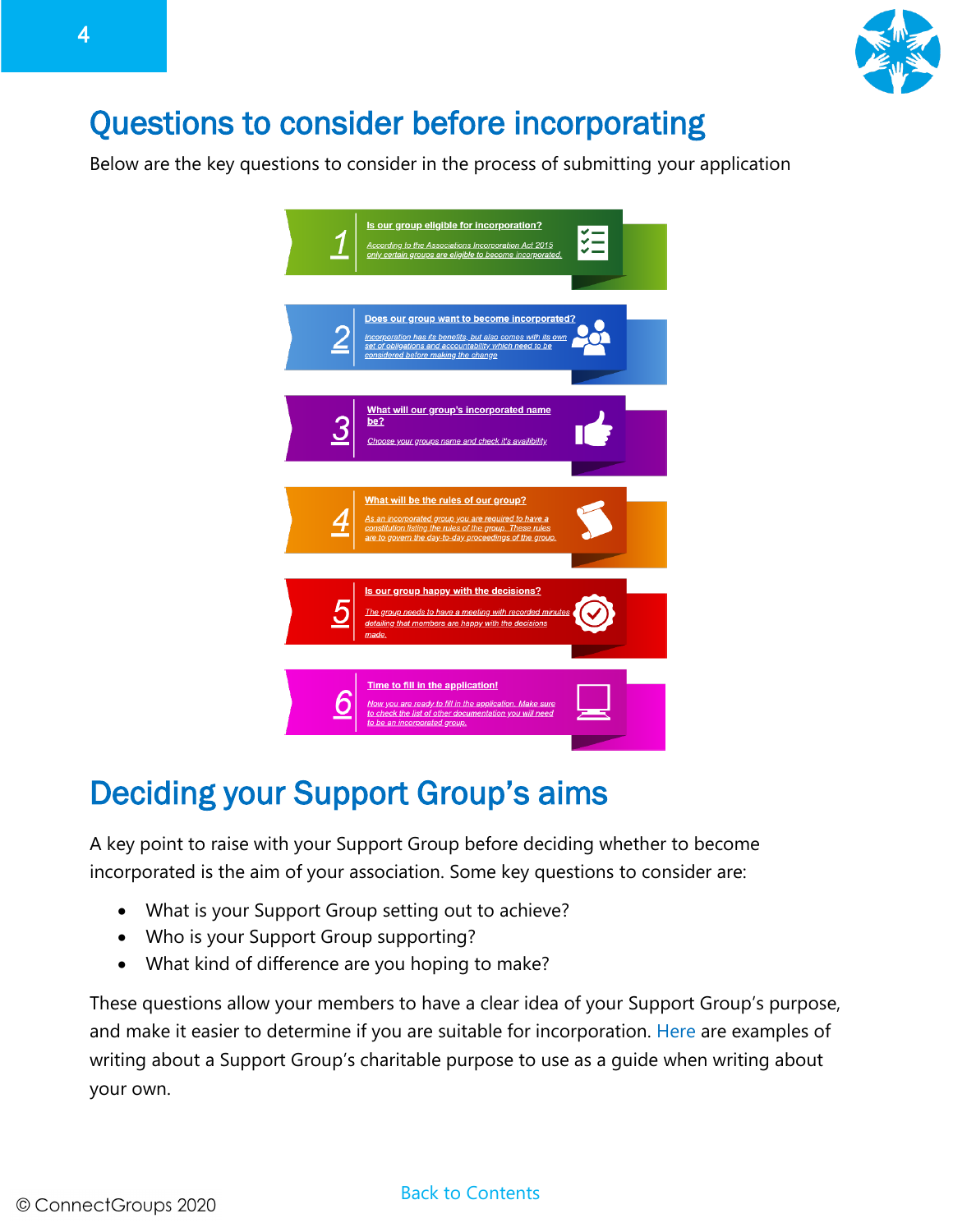# Questions to consider before incorporating

Below are the key questions to consider in the process of submitting your application

1. **Is our group eligible for incorporation?**
   *According to the Associations Incorporation Act 2015 only certain groups are eligible to become incorporated.*
2. **Does our group want to become incorporated?**
   *Incorporation has its benefits, but also comes with its own set of obligations and accountability which need to be considered before making the change*
3. **What will our group's incorporated name be?**
   *Choose your groups name and check it's availibility*
4. **What will be the rules of our group?**
   *As an incorporated group you are required to have a constitution listing the rules of the group. These rules are to govern the day-to-day proceedings of the group.*
5. **Is our group happy with the decisions?**
   *The group needs to have a meeting with recorded minutes detailing that members are happy with the decisions made.*
6. **Time to fill in the application!**
   *Now you are ready to fill in the application. Make sure to check the list of other documentation you will need to be an incorporated group.*

# Deciding your Support Group's aims

A key point to raise with your Support Group before deciding whether to become incorporated is the aim of your association. Some key questions to consider are:

- What is your Support Group setting out to achieve?
- Who is your Support Group supporting?
- What kind of difference are you hoping to make?

These questions allow your members to have a clear idea of your Support Group's purpose, and make it easier to determine if you are suitable for incorporation. Here are examples of writing about a Support Group's charitable purpose to use as a guide when writing about your own.

Back to Contents

© ConnectGroups 2020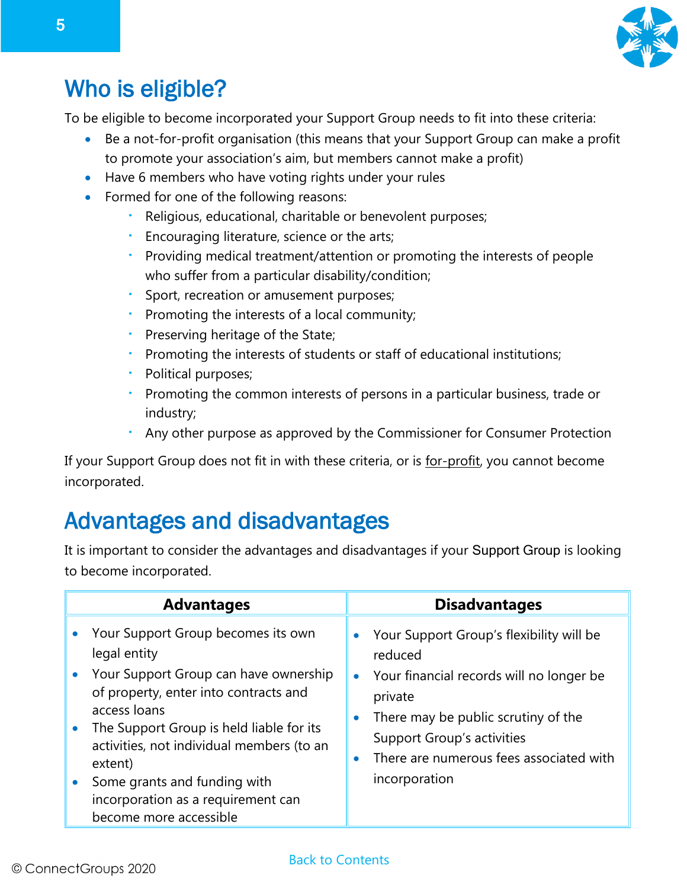## Who is eligible?

To be eligible to become incorporated your Support Group needs to fit into these criteria:

- Be a not-for-profit organisation (this means that your Support Group can make a profit to promote your association's aim, but members cannot make a profit)
- Have 6 members who have voting rights under your rules
- Formed for one of the following reasons:
  - Religious, educational, charitable or benevolent purposes;
  - Encouraging literature, science or the arts;
  - Providing medical treatment/attention or promoting the interests of people who suffer from a particular disability/condition;
  - Sport, recreation or amusement purposes;
  - Promoting the interests of a local community;
  - Preserving heritage of the State;
  - Promoting the interests of students or staff of educational institutions;
  - Political purposes;
  - Promoting the common interests of persons in a particular business, trade or industry;
  - Any other purpose as approved by the Commissioner for Consumer Protection

If your Support Group does not fit in with these criteria, or is for-profit, you cannot become incorporated.

## Advantages and disadvantages

It is important to consider the advantages and disadvantages if your Support Group is looking to become incorporated.

| Advantages | Disadvantages |
|---|---|
| • Your Support Group becomes its own legal entity<br>• Your Support Group can have ownership of property, enter into contracts and access loans<br>• The Support Group is held liable for its activities, not individual members (to an extent)<br>• Some grants and funding with incorporation as a requirement can become more accessible | • Your Support Group's flexibility will be reduced<br>• Your financial records will no longer be private<br>• There may be public scrutiny of the Support Group's activities<br>• There are numerous fees associated with incorporation |

Back to Contents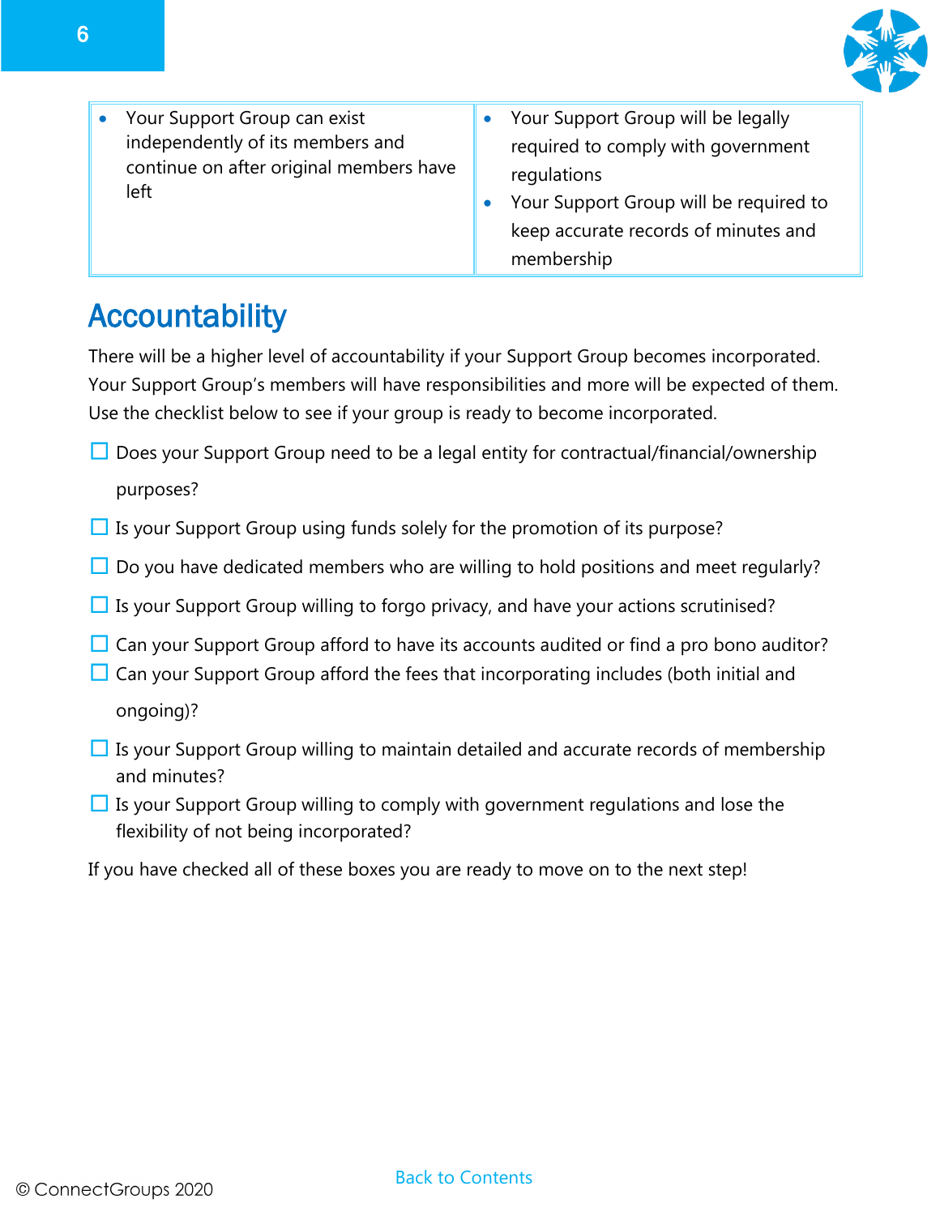| | |
|---|---|
| • Your Support Group can exist independently of its members and continue on after original members have left | • Your Support Group will be legally required to comply with government regulations<br>• Your Support Group will be required to keep accurate records of minutes and membership |

## Accountability

There will be a higher level of accountability if your Support Group becomes incorporated. Your Support Group's members will have responsibilities and more will be expected of them. Use the checklist below to see if your group is ready to become incorporated.

- ☐ Does your Support Group need to be a legal entity for contractual/financial/ownership purposes?
- ☐ Is your Support Group using funds solely for the promotion of its purpose?
- ☐ Do you have dedicated members who are willing to hold positions and meet regularly?
- ☐ Is your Support Group willing to forgo privacy, and have your actions scrutinised?
- ☐ Can your Support Group afford to have its accounts audited or find a pro bono auditor?
- ☐ Can your Support Group afford the fees that incorporating includes (both initial and ongoing)?
- ☐ Is your Support Group willing to maintain detailed and accurate records of membership and minutes?
- ☐ Is your Support Group willing to comply with government regulations and lose the flexibility of not being incorporated?

If you have checked all of these boxes you are ready to move on to the next step!

Back to Contents

© ConnectGroups 2020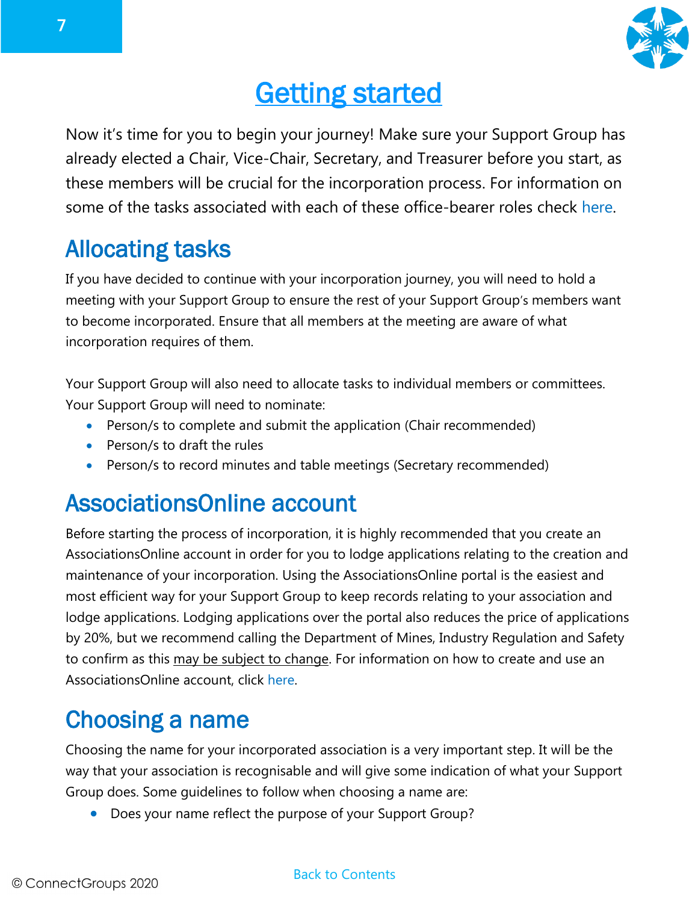# Getting started

Now it's time for you to begin your journey! Make sure your Support Group has already elected a Chair, Vice-Chair, Secretary, and Treasurer before you start, as these members will be crucial for the incorporation process. For information on some of the tasks associated with each of these office-bearer roles check here.

## Allocating tasks

If you have decided to continue with your incorporation journey, you will need to hold a meeting with your Support Group to ensure the rest of your Support Group's members want to become incorporated. Ensure that all members at the meeting are aware of what incorporation requires of them.

Your Support Group will also need to allocate tasks to individual members or committees. Your Support Group will need to nominate:

- Person/s to complete and submit the application (Chair recommended)
- Person/s to draft the rules
- Person/s to record minutes and table meetings (Secretary recommended)

## AssociationsOnline account

Before starting the process of incorporation, it is highly recommended that you create an AssociationsOnline account in order for you to lodge applications relating to the creation and maintenance of your incorporation. Using the AssociationsOnline portal is the easiest and most efficient way for your Support Group to keep records relating to your association and lodge applications. Lodging applications over the portal also reduces the price of applications by 20%, but we recommend calling the Department of Mines, Industry Regulation and Safety to confirm as this may be subject to change. For information on how to create and use an AssociationsOnline account, click here.

## Choosing a name

Choosing the name for your incorporated association is a very important step. It will be the way that your association is recognisable and will give some indication of what your Support Group does. Some guidelines to follow when choosing a name are:

- Does your name reflect the purpose of your Support Group?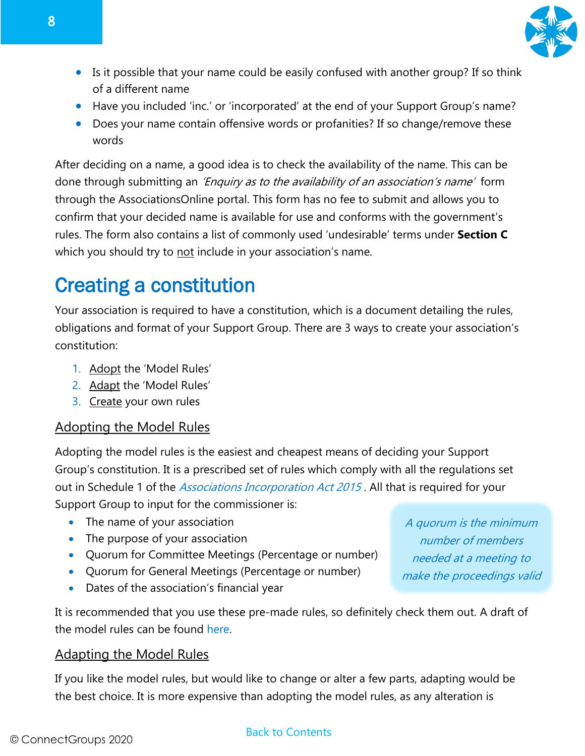- Is it possible that your name could be easily confused with another group? If so think of a different name
- Have you included 'inc.' or 'incorporated' at the end of your Support Group's name?
- Does your name contain offensive words or profanities? If so change/remove these words

After deciding on a name, a good idea is to check the availability of the name. This can be done through submitting an *'Enquiry as to the availability of an association's name'* form through the AssociationsOnline portal. This form has no fee to submit and allows you to confirm that your decided name is available for use and conforms with the government's rules. The form also contains a list of commonly used 'undesirable' terms under **Section C** which you should try to <u>not</u> include in your association's name.

# Creating a constitution

Your association is required to have a constitution, which is a document detailing the rules, obligations and format of your Support Group. There are 3 ways to create your association's constitution:

1. <u>Adopt</u> the 'Model Rules'
2. <u>Adapt</u> the 'Model Rules'
3. <u>Create</u> your own rules

## Adopting the Model Rules

Adopting the model rules is the easiest and cheapest means of deciding your Support Group's constitution. It is a prescribed set of rules which comply with all the regulations set out in Schedule 1 of the *Associations Incorporation Act 2015* . All that is required for your Support Group to input for the commissioner is:

- The name of your association
- The purpose of your association
- Quorum for Committee Meetings (Percentage or number)
- Quorum for General Meetings (Percentage or number)
- Dates of the association's financial year

*A quorum is the minimum number of members needed at a meeting to make the proceedings valid*

It is recommended that you use these pre-made rules, so definitely check them out. A draft of the model rules can be found here.

## Adapting the Model Rules

If you like the model rules, but would like to change or alter a few parts, adapting would be the best choice. It is more expensive than adopting the model rules, as any alteration is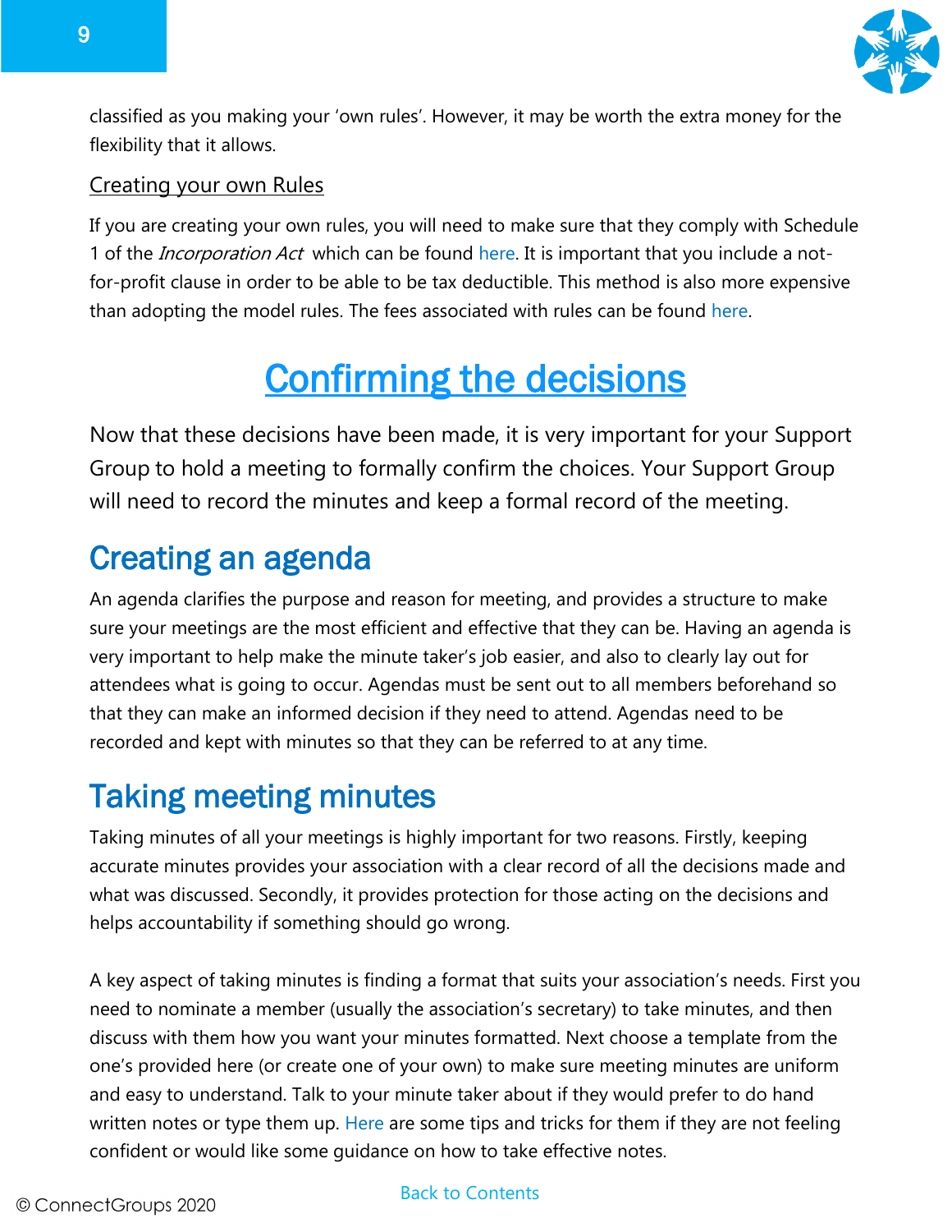classified as you making your 'own rules'. However, it may be worth the extra money for the flexibility that it allows.

### Creating your own Rules

If you are creating your own rules, you will need to make sure that they comply with Schedule 1 of the *Incorporation Act* which can be found here. It is important that you include a not-for-profit clause in order to be able to be tax deductible. This method is also more expensive than adopting the model rules. The fees associated with rules can be found here.

# Confirming the decisions

Now that these decisions have been made, it is very important for your Support Group to hold a meeting to formally confirm the choices. Your Support Group will need to record the minutes and keep a formal record of the meeting.

## Creating an agenda

An agenda clarifies the purpose and reason for meeting, and provides a structure to make sure your meetings are the most efficient and effective that they can be. Having an agenda is very important to help make the minute taker's job easier, and also to clearly lay out for attendees what is going to occur. Agendas must be sent out to all members beforehand so that they can make an informed decision if they need to attend. Agendas need to be recorded and kept with minutes so that they can be referred to at any time.

## Taking meeting minutes

Taking minutes of all your meetings is highly important for two reasons. Firstly, keeping accurate minutes provides your association with a clear record of all the decisions made and what was discussed. Secondly, it provides protection for those acting on the decisions and helps accountability if something should go wrong.

A key aspect of taking minutes is finding a format that suits your association's needs. First you need to nominate a member (usually the association's secretary) to take minutes, and then discuss with them how you want your minutes formatted. Next choose a template from the one's provided here (or create one of your own) to make sure meeting minutes are uniform and easy to understand. Talk to your minute taker about if they would prefer to do hand written notes or type them up. Here are some tips and tricks for them if they are not feeling confident or would like some guidance on how to take effective notes.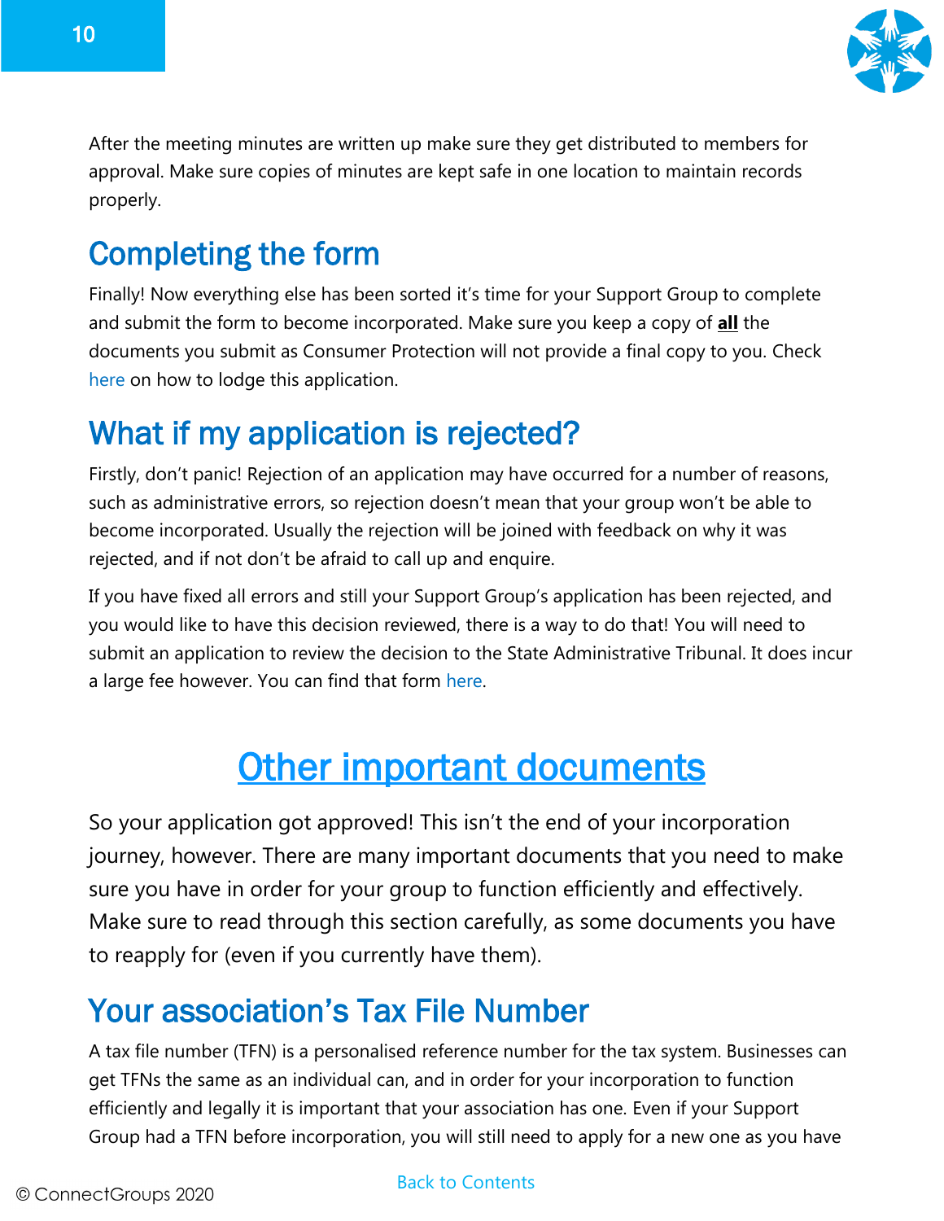After the meeting minutes are written up make sure they get distributed to members for approval. Make sure copies of minutes are kept safe in one location to maintain records properly.

## Completing the form

Finally! Now everything else has been sorted it's time for your Support Group to complete and submit the form to become incorporated. Make sure you keep a copy of **all** the documents you submit as Consumer Protection will not provide a final copy to you. Check here on how to lodge this application.

## What if my application is rejected?

Firstly, don't panic! Rejection of an application may have occurred for a number of reasons, such as administrative errors, so rejection doesn't mean that your group won't be able to become incorporated. Usually the rejection will be joined with feedback on why it was rejected, and if not don't be afraid to call up and enquire.

If you have fixed all errors and still your Support Group's application has been rejected, and you would like to have this decision reviewed, there is a way to do that! You will need to submit an application to review the decision to the State Administrative Tribunal. It does incur a large fee however. You can find that form here.

# Other important documents

So your application got approved! This isn't the end of your incorporation journey, however. There are many important documents that you need to make sure you have in order for your group to function efficiently and effectively. Make sure to read through this section carefully, as some documents you have to reapply for (even if you currently have them).

## Your association's Tax File Number

A tax file number (TFN) is a personalised reference number for the tax system. Businesses can get TFNs the same as an individual can, and in order for your incorporation to function efficiently and legally it is important that your association has one. Even if your Support Group had a TFN before incorporation, you will still need to apply for a new one as you have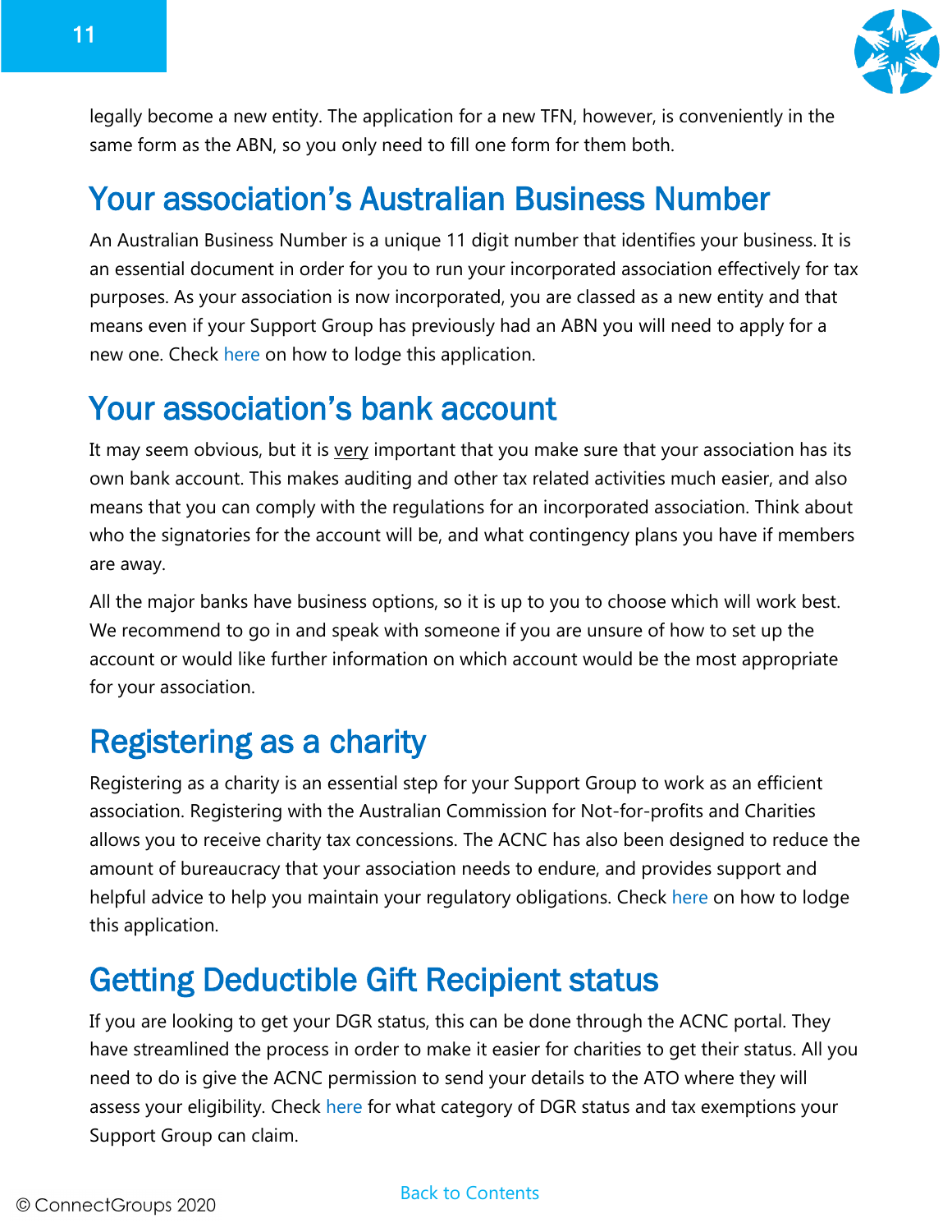legally become a new entity. The application for a new TFN, however, is conveniently in the same form as the ABN, so you only need to fill one form for them both.

## Your association's Australian Business Number

An Australian Business Number is a unique 11 digit number that identifies your business. It is an essential document in order for you to run your incorporated association effectively for tax purposes. As your association is now incorporated, you are classed as a new entity and that means even if your Support Group has previously had an ABN you will need to apply for a new one. Check here on how to lodge this application.

## Your association's bank account

It may seem obvious, but it is very important that you make sure that your association has its own bank account. This makes auditing and other tax related activities much easier, and also means that you can comply with the regulations for an incorporated association. Think about who the signatories for the account will be, and what contingency plans you have if members are away.

All the major banks have business options, so it is up to you to choose which will work best. We recommend to go in and speak with someone if you are unsure of how to set up the account or would like further information on which account would be the most appropriate for your association.

## Registering as a charity

Registering as a charity is an essential step for your Support Group to work as an efficient association. Registering with the Australian Commission for Not-for-profits and Charities allows you to receive charity tax concessions. The ACNC has also been designed to reduce the amount of bureaucracy that your association needs to endure, and provides support and helpful advice to help you maintain your regulatory obligations. Check here on how to lodge this application.

## Getting Deductible Gift Recipient status

If you are looking to get your DGR status, this can be done through the ACNC portal. They have streamlined the process in order to make it easier for charities to get their status. All you need to do is give the ACNC permission to send your details to the ATO where they will assess your eligibility. Check here for what category of DGR status and tax exemptions your Support Group can claim.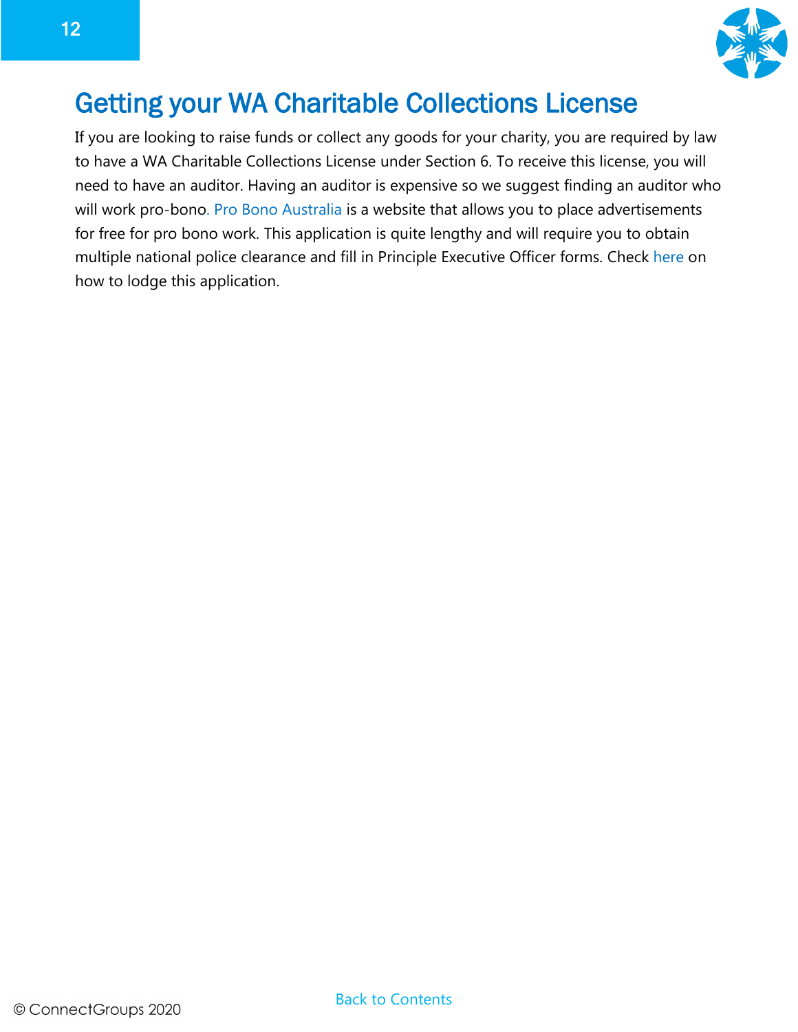# Getting your WA Charitable Collections License

If you are looking to raise funds or collect any goods for your charity, you are required by law to have a WA Charitable Collections License under Section 6. To receive this license, you will need to have an auditor. Having an auditor is expensive so we suggest finding an auditor who will work pro-bono. Pro Bono Australia is a website that allows you to place advertisements for free for pro bono work. This application is quite lengthy and will require you to obtain multiple national police clearance and fill in Principle Executive Officer forms. Check here on how to lodge this application.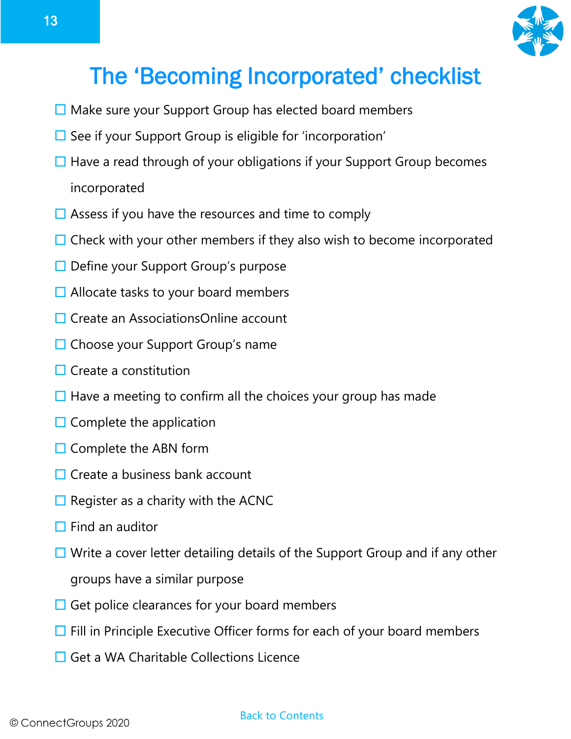# The 'Becoming Incorporated' checklist

- ☐ Make sure your Support Group has elected board members
- ☐ See if your Support Group is eligible for 'incorporation'
- ☐ Have a read through of your obligations if your Support Group becomes incorporated
- ☐ Assess if you have the resources and time to comply
- ☐ Check with your other members if they also wish to become incorporated
- ☐ Define your Support Group's purpose
- ☐ Allocate tasks to your board members
- ☐ Create an AssociationsOnline account
- ☐ Choose your Support Group's name
- ☐ Create a constitution
- ☐ Have a meeting to confirm all the choices your group has made
- ☐ Complete the application
- ☐ Complete the ABN form
- ☐ Create a business bank account
- ☐ Register as a charity with the ACNC
- ☐ Find an auditor
- ☐ Write a cover letter detailing details of the Support Group and if any other groups have a similar purpose
- ☐ Get police clearances for your board members
- ☐ Fill in Principle Executive Officer forms for each of your board members
- ☐ Get a WA Charitable Collections Licence

Back to Contents

© ConnectGroups 2020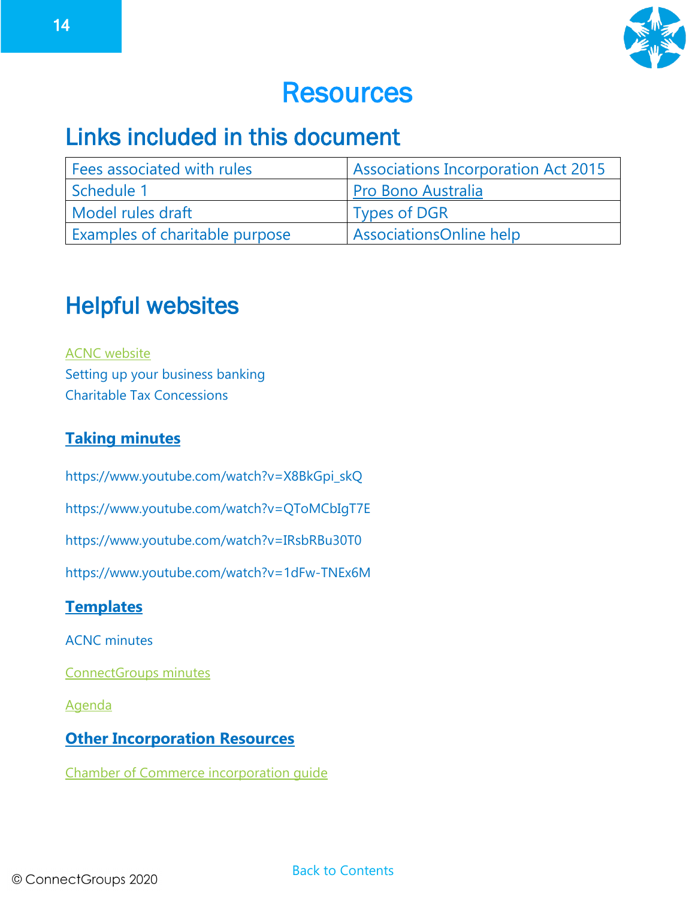# Resources

## Links included in this document

| Fees associated with rules | Associations Incorporation Act 2015 |
|---|---|
| Schedule 1 | Pro Bono Australia |
| Model rules draft | Types of DGR |
| Examples of charitable purpose | AssociationsOnline help |

## Helpful websites

ACNC website
Setting up your business banking
Charitable Tax Concessions

### Taking minutes

https://www.youtube.com/watch?v=X8BkGpi_skQ

https://www.youtube.com/watch?v=QToMCbIgT7E

https://www.youtube.com/watch?v=IRsbRBu30T0

https://www.youtube.com/watch?v=1dFw-TNEx6M

### Templates

ACNC minutes

ConnectGroups minutes

Agenda

### Other Incorporation Resources

Chamber of Commerce incorporation guide

Back to Contents

© ConnectGroups 2020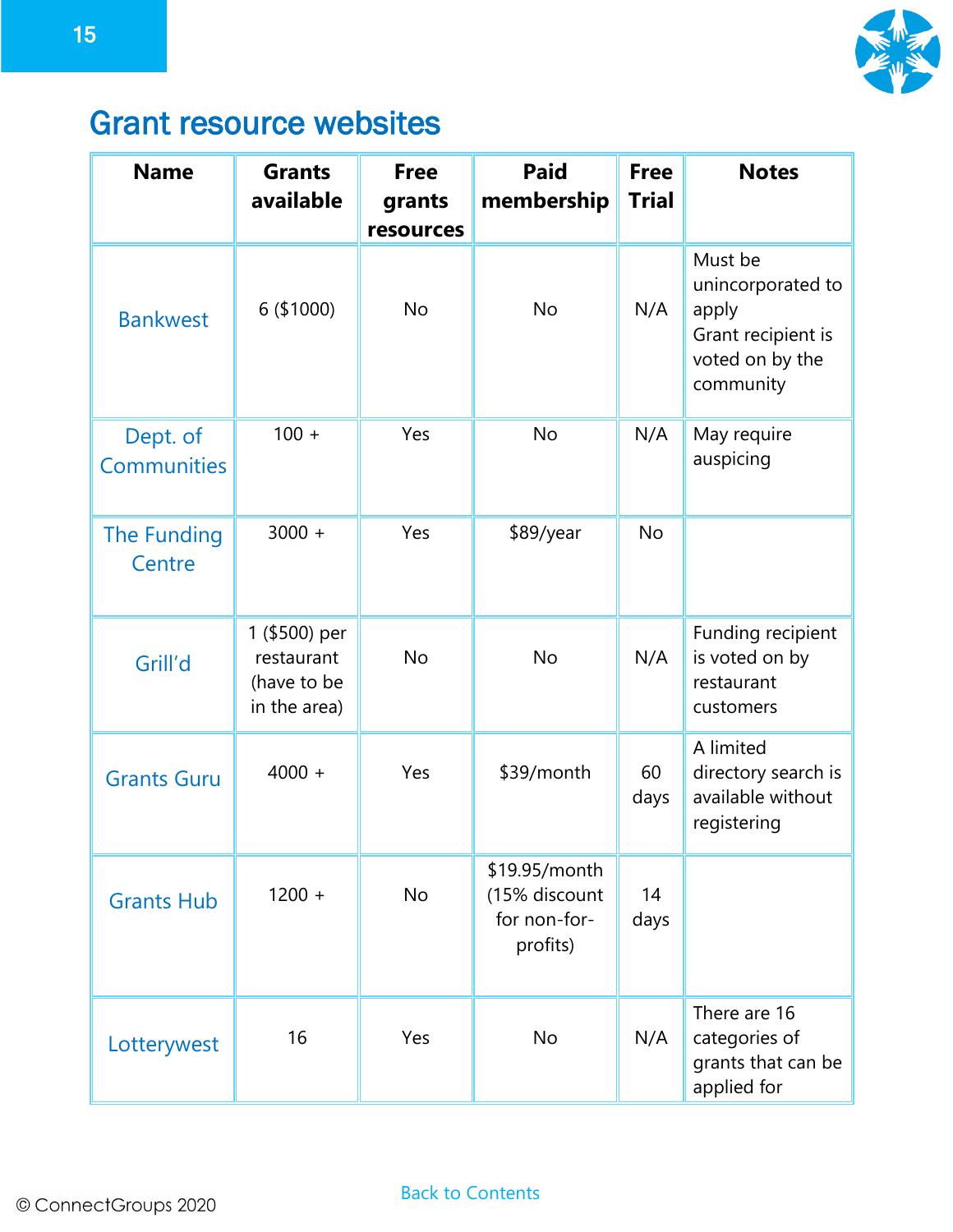## Grant resource websites

| Name | Grants available | Free grants resources | Paid membership | Free Trial | Notes |
|---|---|---|---|---|---|
| Bankwest | 6 ($1000) | No | No | N/A | Must be unincorporated to apply<br>Grant recipient is voted on by the community |
| Dept. of Communities | 100 + | Yes | No | N/A | May require auspicing |
| The Funding Centre | 3000 + | Yes | $89/year | No | |
| Grill'd | 1 ($500) per restaurant (have to be in the area) | No | No | N/A | Funding recipient is voted on by restaurant customers |
| Grants Guru | 4000 + | Yes | $39/month | 60 days | A limited directory search is available without registering |
| Grants Hub | 1200 + | No | $19.95/month (15% discount for non-for-profits) | 14 days | |
| Lotterywest | 16 | Yes | No | N/A | There are 16 categories of grants that can be applied for |

Back to Contents

© ConnectGroups 2020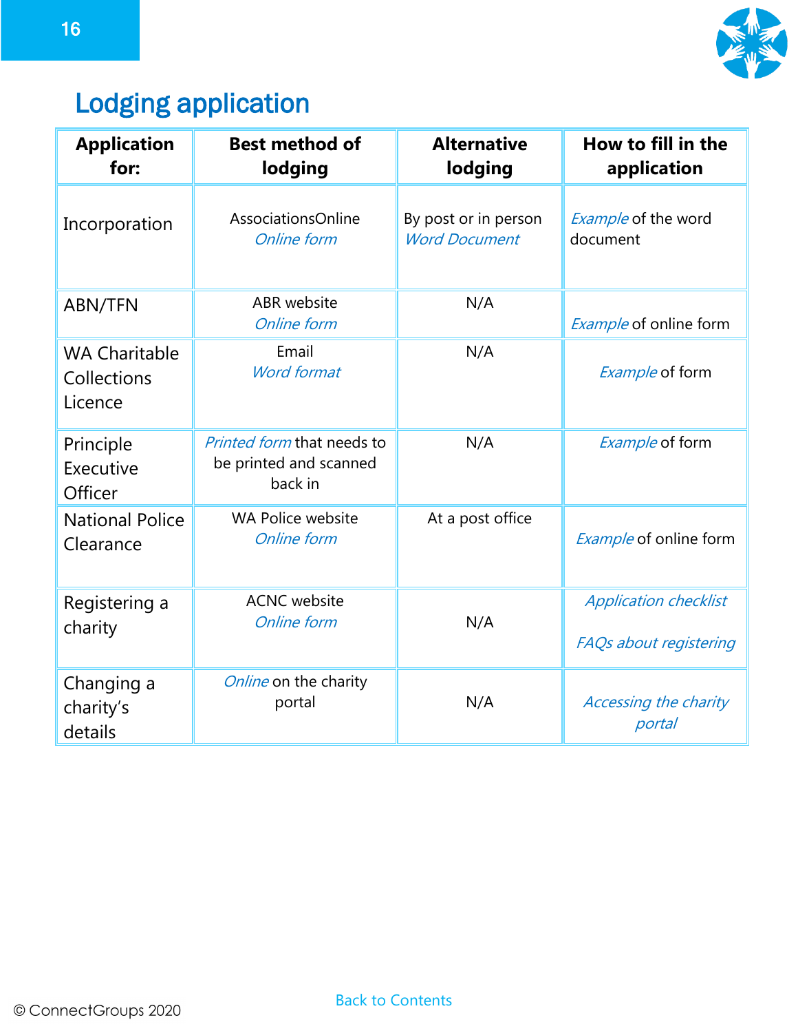## Lodging application

| Application for: | Best method of lodging | Alternative lodging | How to fill in the application |
|---|---|---|---|
| Incorporation | AssociationsOnline *Online form* | By post or in person *Word Document* | *Example* of the word document |
| ABN/TFN | ABR website *Online form* | N/A | *Example* of online form |
| WA Charitable Collections Licence | Email *Word format* | N/A | *Example* of form |
| Principle Executive Officer | *Printed form* that needs to be printed and scanned back in | N/A | *Example* of form |
| National Police Clearance | WA Police website *Online form* | At a post office | *Example* of online form |
| Registering a charity | ACNC website *Online form* | N/A | *Application checklist* *FAQs about registering* |
| Changing a charity's details | *Online* on the charity portal | N/A | *Accessing the charity portal* |

Back to Contents

© ConnectGroups 2020